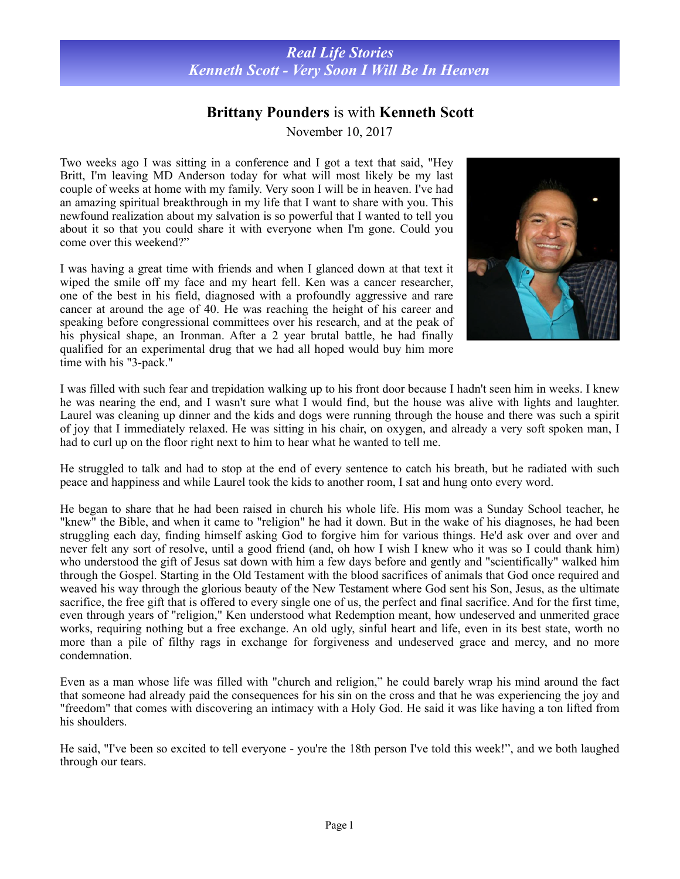# *Real Life Stories*
## *Kenneth Scott - Very Soon I Will Be In Heaven*

**Brittany Pounders** is with **Kenneth Scott**

November 10, 2017

Two weeks ago I was sitting in a conference and I got a text that said, "Hey Britt, I'm leaving MD Anderson today for what will most likely be my last couple of weeks at home with my family. Very soon I will be in heaven. I've had an amazing spiritual breakthrough in my life that I want to share with you. This newfound realization about my salvation is so powerful that I wanted to tell you about it so that you could share it with everyone when I'm gone. Could you come over this weekend?"

I was having a great time with friends and when I glanced down at that text it wiped the smile off my face and my heart fell. Ken was a cancer researcher, one of the best in his field, diagnosed with a profoundly aggressive and rare cancer at around the age of 40. He was reaching the height of his career and speaking before congressional committees over his research, and at the peak of his physical shape, an Ironman. After a 2 year brutal battle, he had finally qualified for an experimental drug that we had all hoped would buy him more time with his "3-pack."

I was filled with such fear and trepidation walking up to his front door because I hadn't seen him in weeks. I knew he was nearing the end, and I wasn't sure what I would find, but the house was alive with lights and laughter. Laurel was cleaning up dinner and the kids and dogs were running through the house and there was such a spirit of joy that I immediately relaxed. He was sitting in his chair, on oxygen, and already a very soft spoken man, I had to curl up on the floor right next to him to hear what he wanted to tell me.

He struggled to talk and had to stop at the end of every sentence to catch his breath, but he radiated with such peace and happiness and while Laurel took the kids to another room, I sat and hung onto every word.

He began to share that he had been raised in church his whole life. His mom was a Sunday School teacher, he "knew" the Bible, and when it came to "religion" he had it down. But in the wake of his diagnoses, he had been struggling each day, finding himself asking God to forgive him for various things. He'd ask over and over and never felt any sort of resolve, until a good friend (and, oh how I wish I knew who it was so I could thank him) who understood the gift of Jesus sat down with him a few days before and gently and "scientifically" walked him through the Gospel. Starting in the Old Testament with the blood sacrifices of animals that God once required and weaved his way through the glorious beauty of the New Testament where God sent his Son, Jesus, as the ultimate sacrifice, the free gift that is offered to every single one of us, the perfect and final sacrifice. And for the first time, even through years of "religion," Ken understood what Redemption meant, how undeserved and unmerited grace works, requiring nothing but a free exchange. An old ugly, sinful heart and life, even in its best state, worth no more than a pile of filthy rags in exchange for forgiveness and undeserved grace and mercy, and no more condemnation.

Even as a man whose life was filled with "church and religion," he could barely wrap his mind around the fact that someone had already paid the consequences for his sin on the cross and that he was experiencing the joy and "freedom" that comes with discovering an intimacy with a Holy God. He said it was like having a ton lifted from his shoulders.

He said, "I've been so excited to tell everyone - you're the 18th person I've told this week!", and we both laughed through our tears.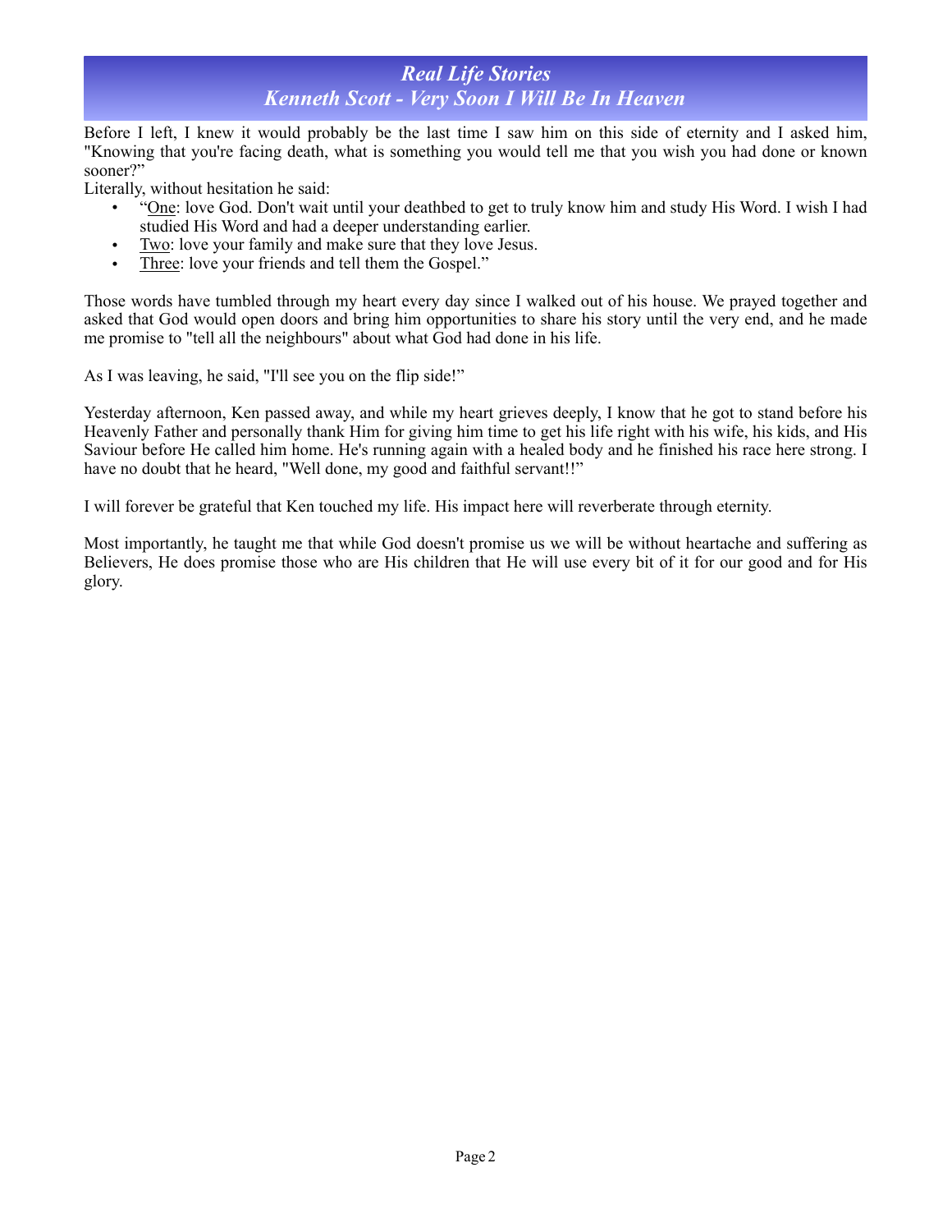# *Real Life Stories*
# *Kenneth Scott - Very Soon I Will Be In Heaven*

Before I left, I knew it would probably be the last time I saw him on this side of eternity and I asked him, "Knowing that you're facing death, what is something you would tell me that you wish you had done or known sooner?"

Literally, without hesitation he said:

- "One: love God. Don't wait until your deathbed to get to truly know him and study His Word. I wish I had studied His Word and had a deeper understanding earlier.
- Two: love your family and make sure that they love Jesus.
- Three: love your friends and tell them the Gospel."

Those words have tumbled through my heart every day since I walked out of his house. We prayed together and asked that God would open doors and bring him opportunities to share his story until the very end, and he made me promise to "tell all the neighbours" about what God had done in his life.

As I was leaving, he said, "I'll see you on the flip side!"

Yesterday afternoon, Ken passed away, and while my heart grieves deeply, I know that he got to stand before his Heavenly Father and personally thank Him for giving him time to get his life right with his wife, his kids, and His Saviour before He called him home. He's running again with a healed body and he finished his race here strong. I have no doubt that he heard, "Well done, my good and faithful servant!!"

I will forever be grateful that Ken touched my life. His impact here will reverberate through eternity.

Most importantly, he taught me that while God doesn't promise us we will be without heartache and suffering as Believers, He does promise those who are His children that He will use every bit of it for our good and for His glory.